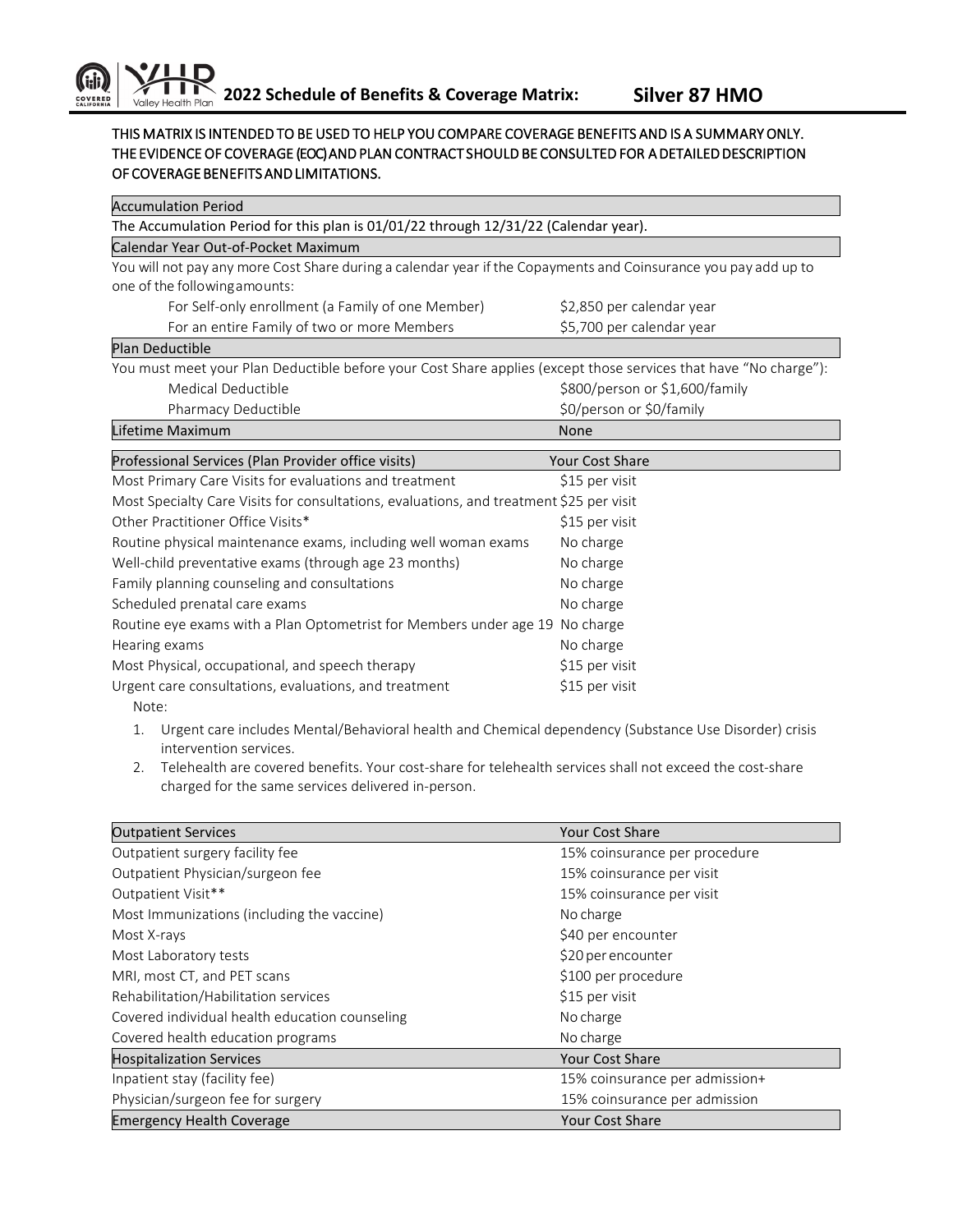# 2022 Schedule of Benefits & Coverage Matrix: Silver 87 HMO

**THIS MATRIX IS INTENDED TO BE USED TO HELP YOU COMPARE COVERAGE BENEFITS AND IS A SUMMARY ONLY. THE EVIDENCE OF COVERAGE (EOC) AND PLAN CONTRACT SHOULD BE CONSULTED FOR A DETAILED DESCRIPTION OF COVERAGE BENEFITS AND LIMITATIONS.**

| Accumulation Period | |
|---|---|
| The Accumulation Period for this plan is 01/01/22 through 12/31/22 (Calendar year). | |

| Calendar Year Out-of-Pocket Maximum | |
|---|---|
| You will not pay any more Cost Share during a calendar year if the Copayments and Coinsurance you pay add up to one of the following amounts: | |
| For Self-only enrollment (a Family of one Member) | $2,850 per calendar year |
| For an entire Family of two or more Members | $5,700 per calendar year |

| Plan Deductible | |
|---|---|
| You must meet your Plan Deductible before your Cost Share applies (except those services that have "No charge"): | |
| Medical Deductible | $800/person or $1,600/family |
| Pharmacy Deductible | $0/person or $0/family |

| Lifetime Maximum | None |
|---|---|

| Professional Services (Plan Provider office visits) | Your Cost Share |
|---|---|
| Most Primary Care Visits for evaluations and treatment | $15 per visit |
| Most Specialty Care Visits for consultations, evaluations, and treatment | $25 per visit |
| Other Practitioner Office Visits* | $15 per visit |
| Routine physical maintenance exams, including well woman exams | No charge |
| Well-child preventative exams (through age 23 months) | No charge |
| Family planning counseling and consultations | No charge |
| Scheduled prenatal care exams | No charge |
| Routine eye exams with a Plan Optometrist for Members under age 19 | No charge |
| Hearing exams | No charge |
| Most Physical, occupational, and speech therapy | $15 per visit |
| Urgent care consultations, evaluations, and treatment | $15 per visit |

Note:

1. Urgent care includes Mental/Behavioral health and Chemical dependency (Substance Use Disorder) crisis intervention services.
2. Telehealth are covered benefits. Your cost-share for telehealth services shall not exceed the cost-share charged for the same services delivered in-person.

| Outpatient Services | Your Cost Share |
|---|---|
| Outpatient surgery facility fee | 15% coinsurance per procedure |
| Outpatient Physician/surgeon fee | 15% coinsurance per visit |
| Outpatient Visit** | 15% coinsurance per visit |
| Most Immunizations (including the vaccine) | No charge |
| Most X-rays | $40 per encounter |
| Most Laboratory tests | $20 per encounter |
| MRI, most CT, and PET scans | $100 per procedure |
| Rehabilitation/Habilitation services | $15 per visit |
| Covered individual health education counseling | No charge |
| Covered health education programs | No charge |

| Hospitalization Services | Your Cost Share |
|---|---|
| Inpatient stay (facility fee) | 15% coinsurance per admission+ |
| Physician/surgeon fee for surgery | 15% coinsurance per admission |

| Emergency Health Coverage | Your Cost Share |
|---|---|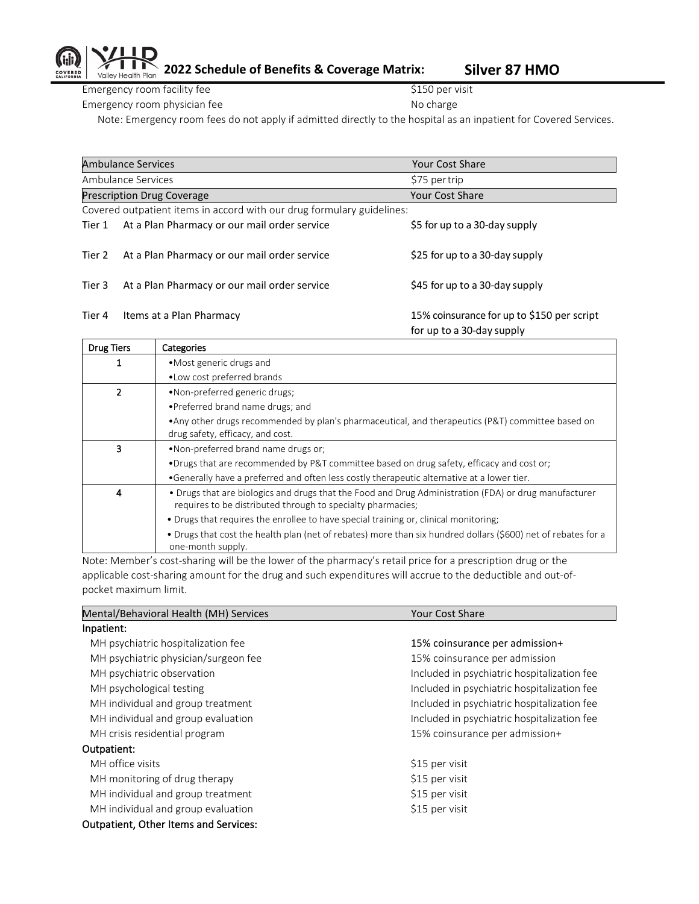Emergency room facility fee | $150 per visit

| | |
|---|---|
| Emergency room facility fee | $150 per visit |
| Emergency room physician fee | No charge |

Note: Emergency room fees do not apply if admitted directly to the hospital as an inpatient for Covered Services.

| Ambulance Services | Your Cost Share |
|---|---|
| Ambulance Services | $75 per trip |

| Prescription Drug Coverage | Your Cost Share |
|---|---|
| Covered outpatient items in accord with our drug formulary guidelines: | |
| Tier 1 At a Plan Pharmacy or our mail order service | $5 for up to a 30-day supply |
| Tier 2 At a Plan Pharmacy or our mail order service | $25 for up to a 30-day supply |
| Tier 3 At a Plan Pharmacy or our mail order service | $45 for up to a 30-day supply |
| Tier 4 Items at a Plan Pharmacy | 15% coinsurance for up to $150 per script for up to a 30-day supply |

| Drug Tiers | Categories |
|---|---|
| 1 | •Most generic drugs and<br>•Low cost preferred brands |
| 2 | •Non-preferred generic drugs;<br>•Preferred brand name drugs; and<br>•Any other drugs recommended by plan's pharmaceutical, and therapeutics (P&T) committee based on drug safety, efficacy, and cost. |
| 3 | •Non-preferred brand name drugs or;<br>•Drugs that are recommended by P&T committee based on drug safety, efficacy and cost or;<br>•Generally have a preferred and often less costly therapeutic alternative at a lower tier. |
| 4 | • Drugs that are biologics and drugs that the Food and Drug Administration (FDA) or drug manufacturer requires to be distributed through to specialty pharmacies;<br>• Drugs that requires the enrollee to have special training or, clinical monitoring;<br>• Drugs that cost the health plan (net of rebates) more than six hundred dollars ($600) net of rebates for a one-month supply. |

Note: Member's cost-sharing will be the lower of the pharmacy's retail price for a prescription drug or the applicable cost-sharing amount for the drug and such expenditures will accrue to the deductible and out-of-pocket maximum limit.

| Mental/Behavioral Health (MH) Services | Your Cost Share |
|---|---|
| **Inpatient:** | |
| MH psychiatric hospitalization fee | 15% coinsurance per admission+ |
| MH psychiatric physician/surgeon fee | 15% coinsurance per admission |
| MH psychiatric observation | Included in psychiatric hospitalization fee |
| MH psychological testing | Included in psychiatric hospitalization fee |
| MH individual and group treatment | Included in psychiatric hospitalization fee |
| MH individual and group evaluation | Included in psychiatric hospitalization fee |
| MH crisis residential program | 15% coinsurance per admission+ |
| **Outpatient:** | |
| MH office visits | $15 per visit |
| MH monitoring of drug therapy | $15 per visit |
| MH individual and group treatment | $15 per visit |
| MH individual and group evaluation | $15 per visit |
| **Outpatient, Other Items and Services:** | |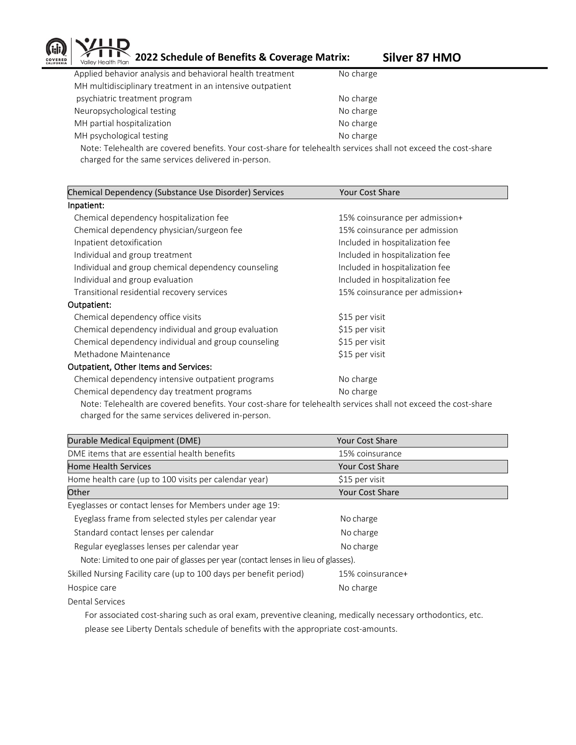| | |
|---|---|
| Applied behavior analysis and behavioral health treatment | No charge |
| MH multidisciplinary treatment in an intensive outpatient psychiatric treatment program | No charge |
| Neuropsychological testing | No charge |
| MH partial hospitalization | No charge |
| MH psychological testing | No charge |

Note: Telehealth are covered benefits. Your cost-share for telehealth services shall not exceed the cost-share charged for the same services delivered in-person.

| Chemical Dependency (Substance Use Disorder) Services | Your Cost Share |
|---|---|
| **Inpatient:** | |
| Chemical dependency hospitalization fee | 15% coinsurance per admission+ |
| Chemical dependency physician/surgeon fee | 15% coinsurance per admission |
| Inpatient detoxification | Included in hospitalization fee |
| Individual and group treatment | Included in hospitalization fee |
| Individual and group chemical dependency counseling | Included in hospitalization fee |
| Individual and group evaluation | Included in hospitalization fee |
| Transitional residential recovery services | 15% coinsurance per admission+ |
| **Outpatient:** | |
| Chemical dependency office visits | $15 per visit |
| Chemical dependency individual and group evaluation | $15 per visit |
| Chemical dependency individual and group counseling | $15 per visit |
| Methadone Maintenance | $15 per visit |
| **Outpatient, Other Items and Services:** | |
| Chemical dependency intensive outpatient programs | No charge |
| Chemical dependency day treatment programs | No charge |

Note: Telehealth are covered benefits. Your cost-share for telehealth services shall not exceed the cost-share charged for the same services delivered in-person.

| Durable Medical Equipment (DME) | Your Cost Share |
|---|---|
| DME items that are essential health benefits | 15% coinsurance |

| Home Health Services | Your Cost Share |
|---|---|
| Home health care (up to 100 visits per calendar year) | $15 per visit |

| Other | Your Cost Share |
|---|---|
| Eyeglasses or contact lenses for Members under age 19: | |
| Eyeglass frame from selected styles per calendar year | No charge |
| Standard contact lenses per calendar | No charge |
| Regular eyeglasses lenses per calendar year | No charge |
| Note: Limited to one pair of glasses per year (contact lenses in lieu of glasses). | |
| Skilled Nursing Facility care (up to 100 days per benefit period) | 15% coinsurance+ |
| Hospice care | No charge |
| Dental Services | |

For associated cost-sharing such as oral exam, preventive cleaning, medically necessary orthodontics, etc. please see Liberty Dentals schedule of benefits with the appropriate cost-amounts.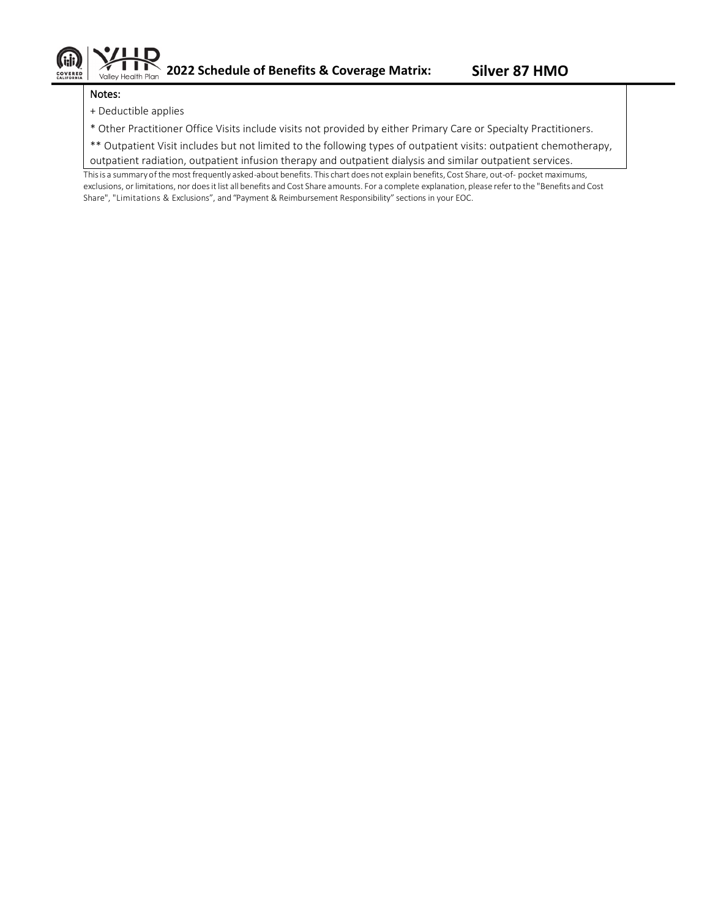Notes:

+ Deductible applies

* Other Practitioner Office Visits include visits not provided by either Primary Care or Specialty Practitioners.

** Outpatient Visit includes but not limited to the following types of outpatient visits: outpatient chemotherapy, outpatient radiation, outpatient infusion therapy and outpatient dialysis and similar outpatient services.

This is a summary of the most frequently asked-about benefits. This chart does not explain benefits, Cost Share, out-of- pocket maximums, exclusions, or limitations, nor does it list all benefits and Cost Share amounts. For a complete explanation, please refer to the "Benefits and Cost Share", "Limitations & Exclusions", and "Payment & Reimbursement Responsibility" sections in your EOC.